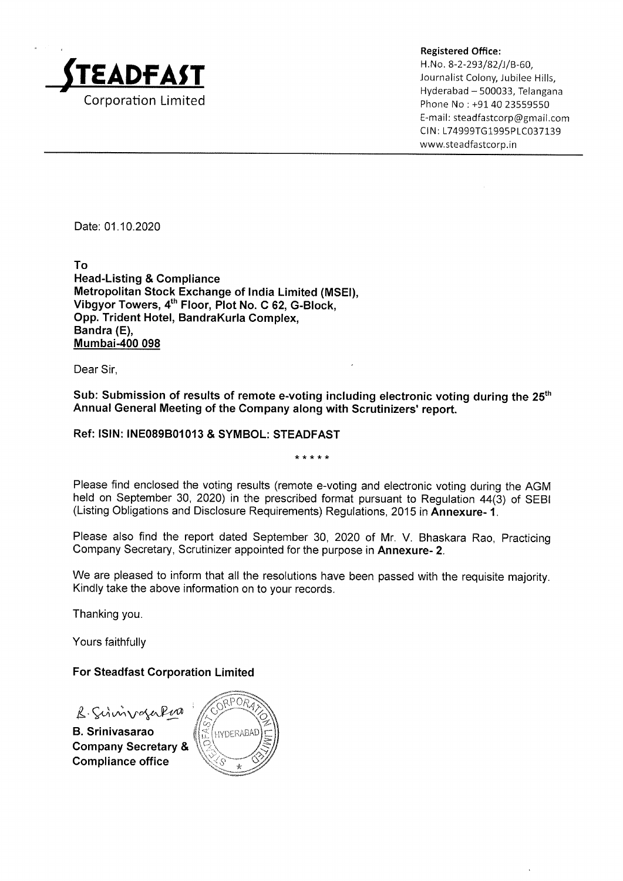**STEADFAST**
Corporation Limited

**Registered Office:**
H.No. 8-2-293/82/J/B-60,
Journalist Colony, Jubilee Hills,
Hyderabad – 500033, Telangana
Phone No : +91 40 23559550
E-mail: steadfastcorp@gmail.com
CIN: L74999TG1995PLC037139
www.steadfastcorp.in

---

Date: 01.10.2020

**To**
**Head-Listing & Compliance**
**Metropolitan Stock Exchange of India Limited (MSEI),**
**Vibgyor Towers, 4th Floor, Plot No. C 62, G-Block,**
**Opp. Trident Hotel, BandraKurla Complex,**
**Bandra (E),**
**Mumbai-400 098**

Dear Sir,

**Sub: Submission of results of remote e-voting including electronic voting during the 25th Annual General Meeting of the Company along with Scrutinizers' report.**

**Ref: ISIN: INE089B01013 & SYMBOL: STEADFAST**

*****

Please find enclosed the voting results (remote e-voting and electronic voting during the AGM held on September 30, 2020) in the prescribed format pursuant to Regulation 44(3) of SEBI (Listing Obligations and Disclosure Requirements) Regulations, 2015 in **Annexure- 1**.

Please also find the report dated September 30, 2020 of Mr. V. Bhaskara Rao, Practicing Company Secretary, Scrutinizer appointed for the purpose in **Annexure- 2**.

We are pleased to inform that all the resolutions have been passed with the requisite majority. Kindly take the above information on to your records.

Thanking you.

Yours faithfully

**For Steadfast Corporation Limited**

B. Srinivasarao

**B. Srinivasarao**
**Company Secretary &**
**Compliance office**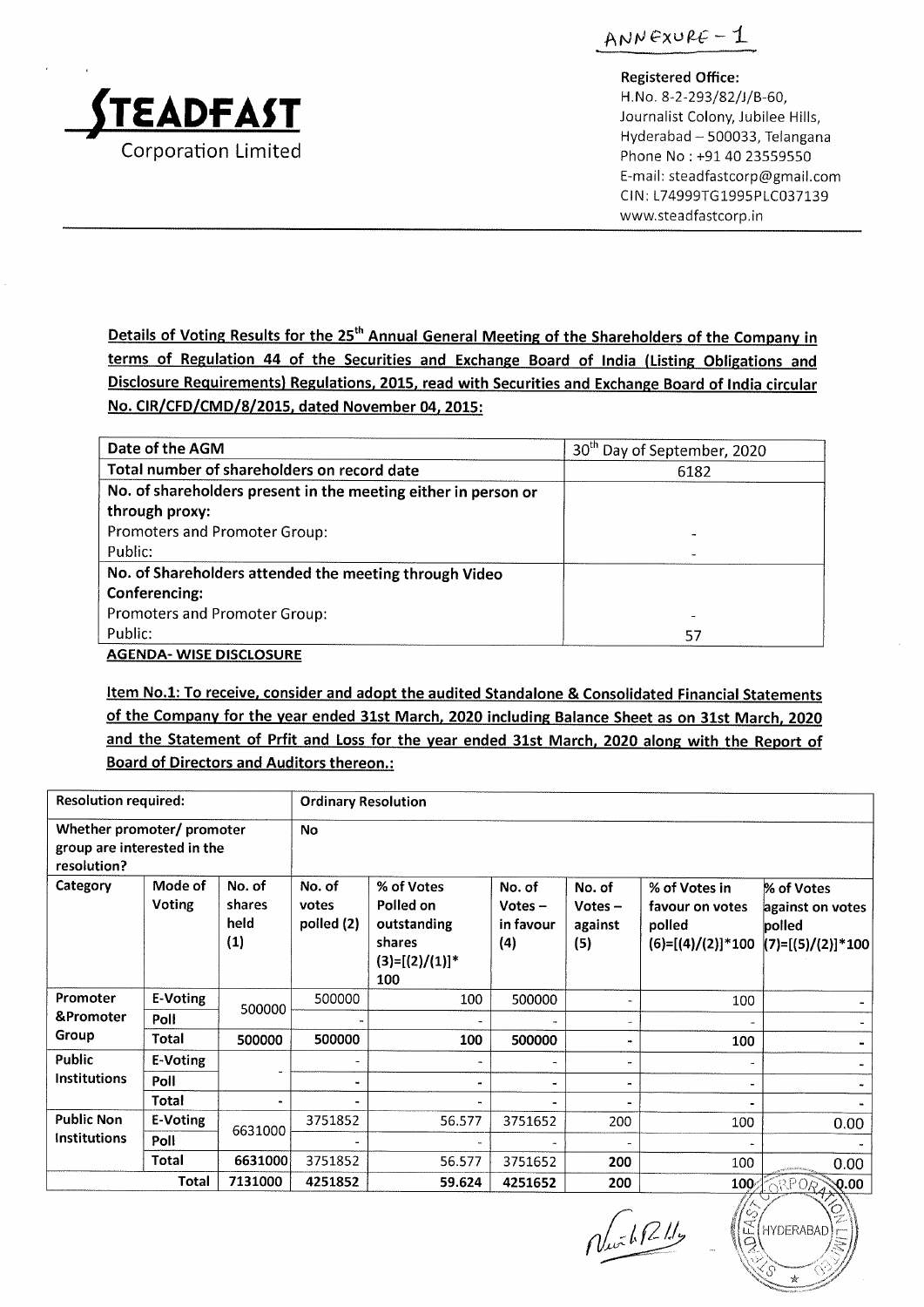ANNEXURE – 1

**STEADFAST**
Corporation Limited

**Registered Office:**
H.No. 8-2-293/82/J/B-60,
Journalist Colony, Jubilee Hills,
Hyderabad – 500033, Telangana
Phone No : +91 40 23559550
E-mail: steadfastcorp@gmail.com
CIN: L74999TG1995PLC037139
www.steadfastcorp.in

**Details of Voting Results for the 25th Annual General Meeting of the Shareholders of the Company in terms of Regulation 44 of the Securities and Exchange Board of India (Listing Obligations and Disclosure Requirements) Regulations, 2015, read with Securities and Exchange Board of India circular No. CIR/CFD/CMD/8/2015, dated November 04, 2015:**

| Date of the AGM | 30th Day of September, 2020 |
|---|---|
| **Total number of shareholders on record date** | 6182 |
| **No. of shareholders present in the meeting either in person or through proxy:** | |
| Promoters and Promoter Group: | - |
| Public: | - |
| **No. of Shareholders attended the meeting through Video Conferencing:** | |
| Promoters and Promoter Group: | - |
| Public: | 57 |

**AGENDA- WISE DISCLOSURE**

**Item No.1: To receive, consider and adopt the audited Standalone & Consolidated Financial Statements of the Company for the year ended 31st March, 2020 including Balance Sheet as on 31st March, 2020 and the Statement of Prfit and Loss for the year ended 31st March, 2020 along with the Report of Board of Directors and Auditors thereon.:**

| Resolution required: | | | Ordinary Resolution | | | | | |
|---|---|---|---|---|---|---|---|---|
| Whether promoter/ promoter group are interested in the resolution? | | | No | | | | | |
| Category | Mode of Voting | No. of shares held (1) | No. of votes polled (2) | % of Votes Polled on outstanding shares (3)=[(2)/(1)]* 100 | No. of Votes – in favour (4) | No. of Votes – against (5) | % of Votes in favour on votes polled (6)=[(4)/(2)]*100 | % of Votes against on votes polled (7)=[(5)/(2)]*100 |
| Promoter &Promoter Group | E-Voting | 500000 | 500000 | 100 | 500000 | - | 100 | - |
| | Poll | | - | - | - | - | - | - |
| | **Total** | **500000** | **500000** | **100** | **500000** | **-** | **100** | **-** |
| Public Institutions | E-Voting | - | - | - | - | - | - | - |
| | Poll | | - | - | - | - | - | - |
| | **Total** | **-** | **-** | **-** | **-** | **-** | **-** | **-** |
| Public Non Institutions | E-Voting | 6631000 | 3751852 | 56.577 | 3751652 | 200 | 100 | 0.00 |
| | Poll | | - | - | - | - | - | - |
| | **Total** | **6631000** | **3751852** | **56.577** | **3751652** | **200** | **100** | **0.00** |
| | **Total** | **7131000** | **4251852** | **59.624** | **4251652** | **200** | **100** | **0.00** |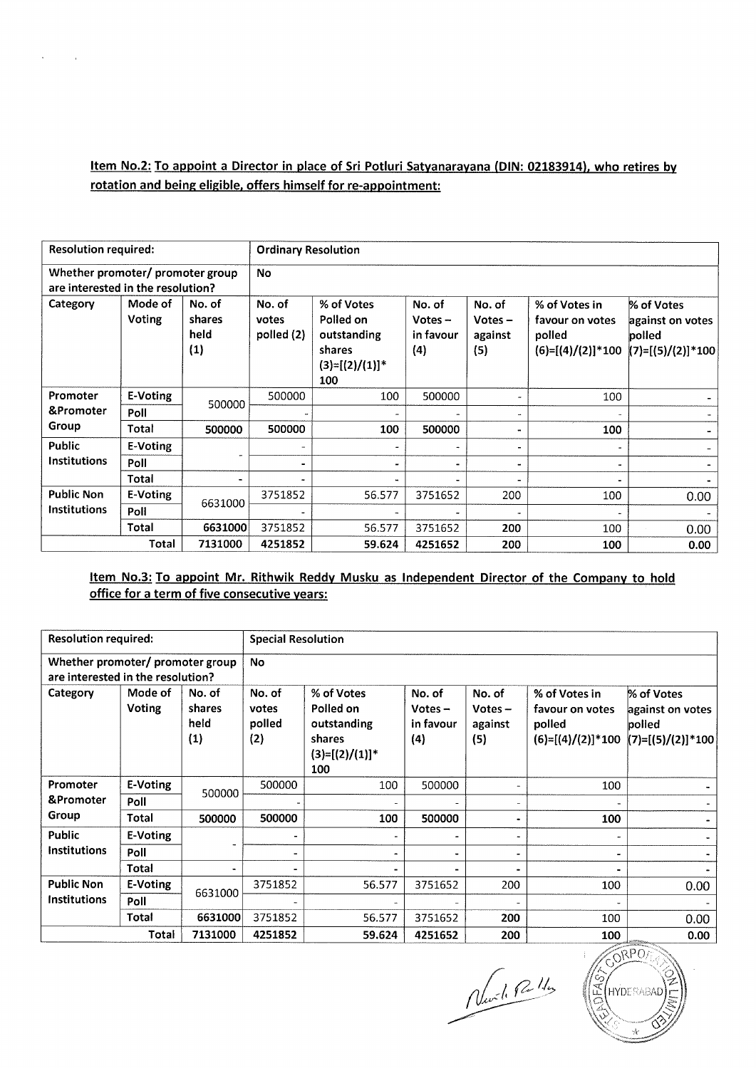**Item No.2: To appoint a Director in place of Sri Potluri Satyanarayana (DIN: 02183914), who retires by rotation and being eligible, offers himself for re-appointment:**

| Resolution required: | | | Ordinary Resolution | | | | | |
|---|---|---|---|---|---|---|---|---|
| Whether promoter/ promoter group are interested in the resolution? | | | No | | | | | |
| Category | Mode of Voting | No. of shares held (1) | No. of votes polled (2) | % of Votes Polled on outstanding shares (3)=[(2)/(1)]* 100 | No. of Votes – in favour (4) | No. of Votes – against (5) | % of Votes in favour on votes polled (6)=[(4)/(2)]*100 | % of Votes against on votes polled (7)=[(5)/(2)]*100 |
| Promoter &Promoter Group | E-Voting | 500000 | 500000 | 100 | 500000 | - | 100 | - |
| | Poll | | - | - | - | - | - | - |
| | Total | 500000 | 500000 | 100 | 500000 | - | 100 | - |
| Public Institutions | E-Voting | - | - | - | - | - | - | - |
| | Poll | | - | - | - | - | - | - |
| | Total | - | - | - | - | - | - | - |
| Public Non Institutions | E-Voting | 6631000 | 3751852 | 56.577 | 3751652 | 200 | 100 | 0.00 |
| | Poll | | - | - | - | - | - | - |
| | Total | 6631000 | 3751852 | 56.577 | 3751652 | 200 | 100 | 0.00 |
| | Total | 7131000 | 4251852 | 59.624 | 4251652 | 200 | 100 | 0.00 |

**Item No.3: To appoint Mr. Rithwik Reddy Musku as Independent Director of the Company to hold office for a term of five consecutive years:**

| Resolution required: | | | Special Resolution | | | | | |
|---|---|---|---|---|---|---|---|---|
| Whether promoter/ promoter group are interested in the resolution? | | | No | | | | | |
| Category | Mode of Voting | No. of shares held (1) | No. of votes polled (2) | % of Votes Polled on outstanding shares (3)=[(2)/(1)]* 100 | No. of Votes – in favour (4) | No. of Votes – against (5) | % of Votes in favour on votes polled (6)=[(4)/(2)]*100 | % of Votes against on votes polled (7)=[(5)/(2)]*100 |
| Promoter &Promoter Group | E-Voting | 500000 | 500000 | 100 | 500000 | - | 100 | - |
| | Poll | | - | - | - | - | - | - |
| | Total | 500000 | 500000 | 100 | 500000 | - | 100 | - |
| Public Institutions | E-Voting | - | - | - | - | - | - | - |
| | Poll | | - | - | - | - | - | - |
| | Total | - | - | - | - | - | - | - |
| Public Non Institutions | E-Voting | 6631000 | 3751852 | 56.577 | 3751652 | 200 | 100 | 0.00 |
| | Poll | | - | - | - | - | - | - |
| | Total | 6631000 | 3751852 | 56.577 | 3751652 | 200 | 100 | 0.00 |
| | Total | 7131000 | 4251852 | 59.624 | 4251652 | 200 | 100 | 0.00 |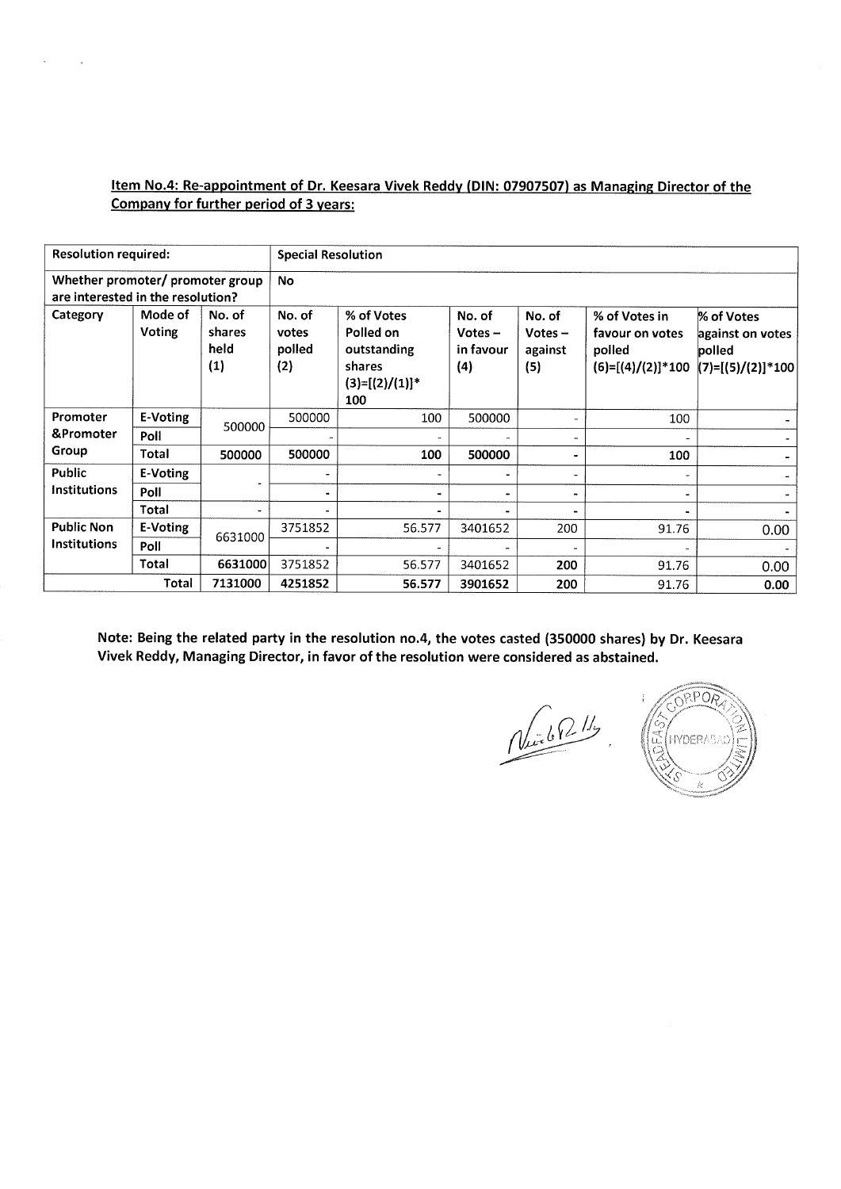**Item No.4: Re-appointment of Dr. Keesara Vivek Reddy (DIN: 07907507) as Managing Director of the Company for further period of 3 years:**

| Resolution required: | | | Special Resolution | | | | | |
|---|---|---|---|---|---|---|---|---|
| Whether promoter/ promoter group are interested in the resolution? | | | No | | | | | |
| Category | Mode of Voting | No. of shares held (1) | No. of votes polled (2) | % of Votes Polled on outstanding shares (3)=[(2)/(1)]* 100 | No. of Votes – in favour (4) | No. of Votes – against (5) | % of Votes in favour on votes polled (6)=[(4)/(2)]*100 | % of Votes against on votes polled (7)=[(5)/(2)]*100 |
| Promoter &Promoter Group | E-Voting | 500000 | 500000 | 100 | 500000 | - | 100 | - |
| | Poll | | - | - | - | - | - | - |
| | **Total** | **500000** | **500000** | **100** | **500000** | **-** | **100** | **-** |
| Public Institutions | E-Voting | - | - | - | - | - | - | - |
| | Poll | | - | - | - | - | - | - |
| | Total | - | - | - | - | - | - | - |
| Public Non Institutions | E-Voting | 6631000 | 3751852 | 56.577 | 3401652 | 200 | 91.76 | 0.00 |
| | Poll | | - | - | - | - | - | - |
| | Total | **6631000** | 3751852 | 56.577 | 3401652 | **200** | 91.76 | 0.00 |
| | **Total** | **7131000** | **4251852** | **56.577** | **3901652** | **200** | 91.76 | **0.00** |

**Note: Being the related party in the resolution no.4, the votes casted (350000 shares) by Dr. Keesara Vivek Reddy, Managing Director, in favor of the resolution were considered as abstained.**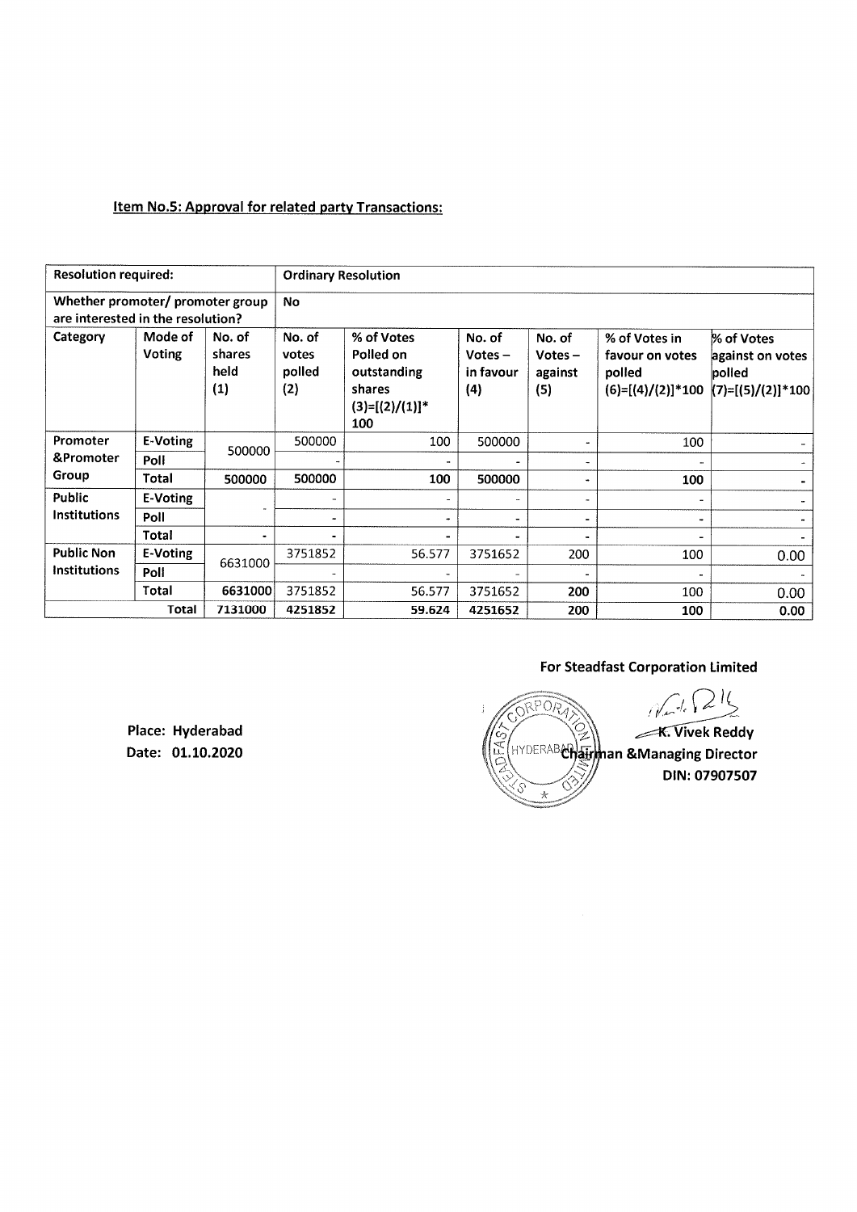**Item No.5: Approval for related party Transactions:**

| Resolution required: | | | Ordinary Resolution | | | | | |
|---|---|---|---|---|---|---|---|---|
| Whether promoter/ promoter group are interested in the resolution? | | | No | | | | | |
| Category | Mode of Voting | No. of shares held (1) | No. of votes polled (2) | % of Votes Polled on outstanding shares (3)=[(2)/(1)]* 100 | No. of Votes – in favour (4) | No. of Votes – against (5) | % of Votes in favour on votes polled (6)=[(4)/(2)]*100 | % of Votes against on votes polled (7)=[(5)/(2)]*100 |
| Promoter &Promoter Group | E-Voting | 500000 | 500000 | 100 | 500000 | - | 100 | - |
| | Poll | | - | - | - | - | - | - |
| | Total | 500000 | 500000 | 100 | 500000 | - | 100 | - |
| Public Institutions | E-Voting | - | - | - | - | - | - | - |
| | Poll | | - | - | - | - | - | - |
| | Total | - | - | - | - | - | - | - |
| Public Non Institutions | E-Voting | 6631000 | 3751852 | 56.577 | 3751652 | 200 | 100 | 0.00 |
| | Poll | | - | - | - | - | - | - |
| | Total | 6631000 | 3751852 | 56.577 | 3751652 | 200 | 100 | 0.00 |
| Total | | 7131000 | 4251852 | 59.624 | 4251652 | 200 | 100 | 0.00 |

**For Steadfast Corporation Limited**

Place: Hyderabad
Date: 01.10.2020

**K. Vivek Reddy**
**Chairman &Managing Director**
**DIN: 07907507**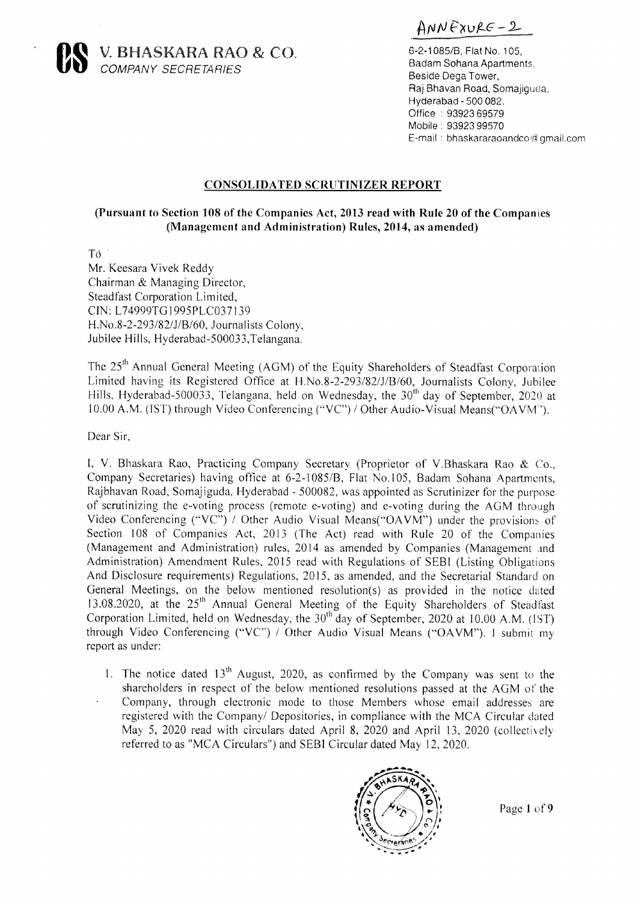ANNEXURE-2

# V. BHASKARA RAO & CO.

*COMPANY SECRETARIES*

6-2-1085/B, Flat No. 105,
Badam Sohana Apartments,
Beside Dega Tower,
Raj Bhavan Road, Somajiguda,
Hyderabad - 500 082.
Office : 93923 69579
Mobile : 93923 99570
E-mail : bhaskararaoandco@gmail.com

## CONSOLIDATED SCRUTINIZER REPORT

**(Pursuant to Section 108 of the Companies Act, 2013 read with Rule 20 of the Companies (Management and Administration) Rules, 2014, as amended)**

To
Mr. Keesara Vivek Reddy
Chairman & Managing Director,
Steadfast Corporation Limited,
CIN: L74999TG1995PLC037139
H.No.8-2-293/82/J/B/60, Journalists Colony,
Jubilee Hills, Hyderabad-500033,Telangana.

The 25th Annual General Meeting (AGM) of the Equity Shareholders of Steadfast Corporation Limited having its Registered Office at H.No.8-2-293/82/J/B/60, Journalists Colony, Jubilee Hills, Hyderabad-500033, Telangana, held on Wednesday, the 30th day of September, 2020 at 10.00 A.M. (IST) through Video Conferencing ("VC") / Other Audio-Visual Means("OAVM").

Dear Sir,

I, V. Bhaskara Rao, Practicing Company Secretary (Proprietor of V.Bhaskara Rao & Co., Company Secretaries) having office at 6-2-1085/B, Flat No.105, Badam Sohana Apartments, Rajbhavan Road, Somajiguda, Hyderabad - 500082, was appointed as Scrutinizer for the purpose of scrutinizing the e-voting process (remote e-voting) and e-voting during the AGM through Video Conferencing ("VC") / Other Audio Visual Means("OAVM") under the provisions of Section 108 of Companies Act, 2013 (The Act) read with Rule 20 of the Companies (Management and Administration) rules, 2014 as amended by Companies (Management and Administration) Amendment Rules, 2015 read with Regulations of SEBI (Listing Obligations And Disclosure requirements) Regulations, 2015, as amended, and the Secretarial Standard on General Meetings, on the below mentioned resolution(s) as provided in the notice dated 13.08.2020, at the 25th Annual General Meeting of the Equity Shareholders of Steadfast Corporation Limited, held on Wednesday, the 30th day of September, 2020 at 10.00 A.M. (IST) through Video Conferencing ("VC") / Other Audio Visual Means ("OAVM"). I submit my report as under:

1. The notice dated 13th August, 2020, as confirmed by the Company was sent to the shareholders in respect of the below mentioned resolutions passed at the AGM of the Company, through electronic mode to those Members whose email addresses are registered with the Company/ Depositories, in compliance with the MCA Circular dated May 5, 2020 read with circulars dated April 8, 2020 and April 13, 2020 (collectively referred to as "MCA Circulars") and SEBI Circular dated May 12, 2020.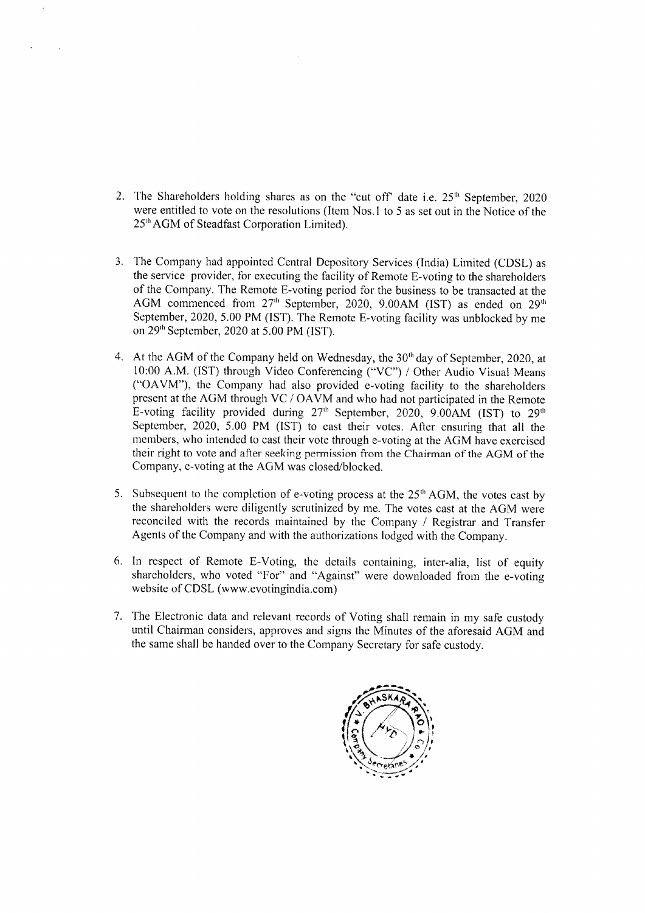2. The Shareholders holding shares as on the "cut off" date i.e. 25th September, 2020 were entitled to vote on the resolutions (Item Nos.1 to 5 as set out in the Notice of the 25th AGM of Steadfast Corporation Limited).

3. The Company had appointed Central Depository Services (India) Limited (CDSL) as the service provider, for executing the facility of Remote E-voting to the shareholders of the Company. The Remote E-voting period for the business to be transacted at the AGM commenced from 27th September, 2020, 9.00AM (IST) as ended on 29th September, 2020, 5.00 PM (IST). The Remote E-voting facility was unblocked by me on 29th September, 2020 at 5.00 PM (IST).

4. At the AGM of the Company held on Wednesday, the 30th day of September, 2020, at 10:00 A.M. (IST) through Video Conferencing ("VC") / Other Audio Visual Means ("OAVM"), the Company had also provided e-voting facility to the shareholders present at the AGM through VC / OAVM and who had not participated in the Remote E-voting facility provided during 27th September, 2020, 9.00AM (IST) to 29th September, 2020, 5.00 PM (IST) to cast their votes. After ensuring that all the members, who intended to cast their vote through e-voting at the AGM have exercised their right to vote and after seeking permission from the Chairman of the AGM of the Company, e-voting at the AGM was closed/blocked.

5. Subsequent to the completion of e-voting process at the 25th AGM, the votes cast by the shareholders were diligently scrutinized by me. The votes cast at the AGM were reconciled with the records maintained by the Company / Registrar and Transfer Agents of the Company and with the authorizations lodged with the Company.

6. In respect of Remote E-Voting, the details containing, inter-alia, list of equity shareholders, who voted "For" and "Against" were downloaded from the e-voting website of CDSL (www.evotingindia.com)

7. The Electronic data and relevant records of Voting shall remain in my safe custody until Chairman considers, approves and signs the Minutes of the aforesaid AGM and the same shall be handed over to the Company Secretary for safe custody.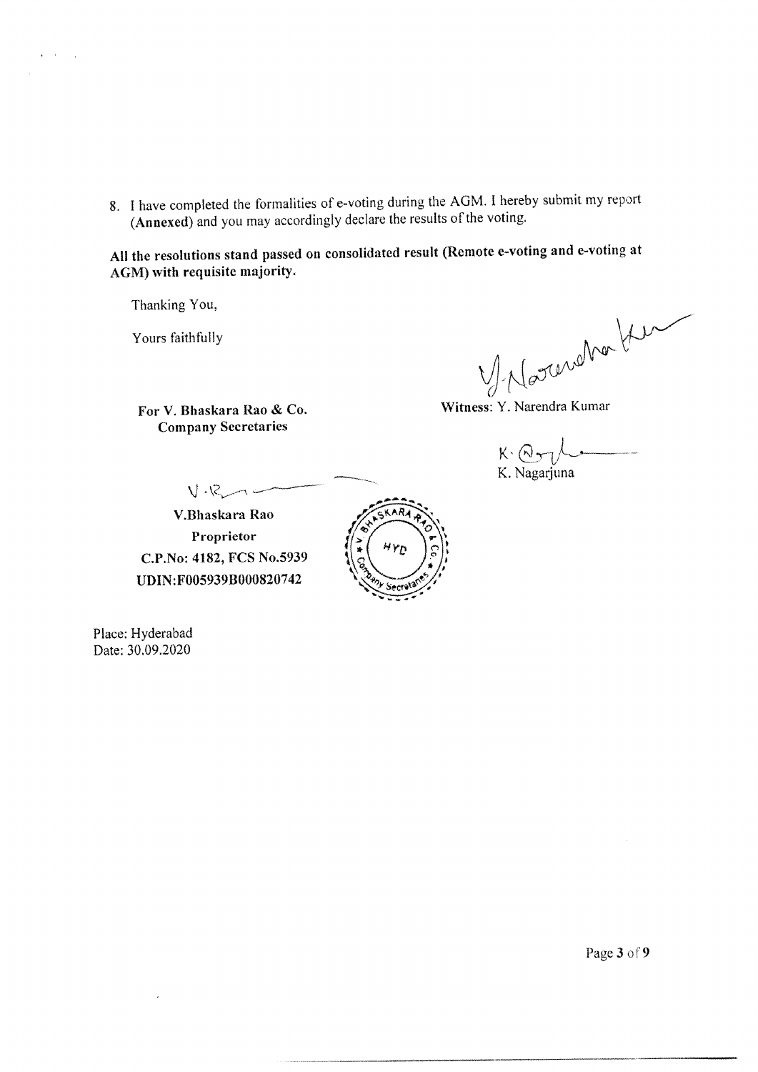8. I have completed the formalities of e-voting during the AGM. I hereby submit my report (**Annexed**) and you may accordingly declare the results of the voting.

**All the resolutions stand passed on consolidated result (Remote e-voting and e-voting at AGM) with requisite majority.**

Thanking You,

Yours faithfully

**For V. Bhaskara Rao & Co.**
**Company Secretaries**

**Witness**: Y. Narendra Kumar

K. Nagarjuna

**V.Bhaskara Rao**
**Proprietor**
**C.P.No: 4182, FCS No.5939**
**UDIN:F005939B000820742**

Place: Hyderabad
Date: 30.09.2020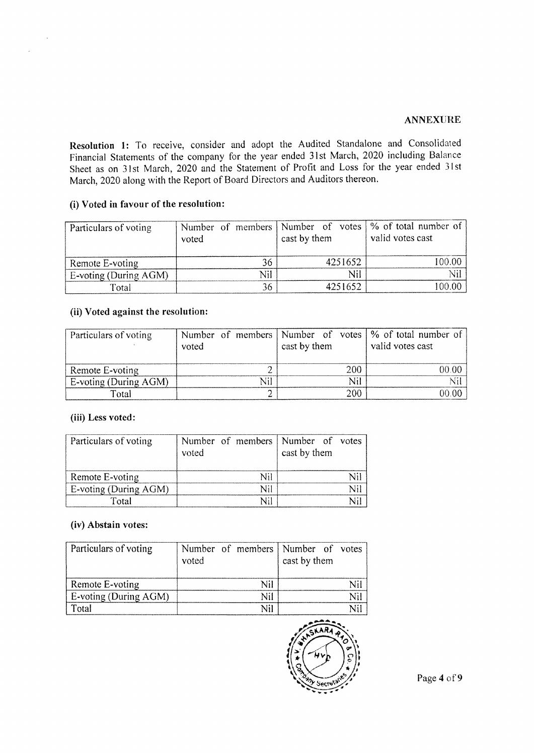**ANNEXURE**

**Resolution 1:** To receive, consider and adopt the Audited Standalone and Consolidated Financial Statements of the company for the year ended 31st March, 2020 including Balance Sheet as on 31st March, 2020 and the Statement of Profit and Loss for the year ended 31st March, 2020 along with the Report of Board Directors and Auditors thereon.

**(i) Voted in favour of the resolution:**

| Particulars of voting | Number of members voted | Number of votes cast by them | % of total number of valid votes cast |
|---|---|---|---|
| Remote E-voting | 36 | 4251652 | 100.00 |
| E-voting (During AGM) | Nil | Nil | Nil |
| Total | 36 | 4251652 | 100.00 |

**(ii) Voted against the resolution:**

| Particulars of voting | Number of members voted | Number of votes cast by them | % of total number of valid votes cast |
|---|---|---|---|
| Remote E-voting | 2 | 200 | 00.00 |
| E-voting (During AGM) | Nil | Nil | Nil |
| Total | 2 | 200 | 00.00 |

**(iii) Less voted:**

| Particulars of voting | Number of members voted | Number of votes cast by them |
|---|---|---|
| Remote E-voting | Nil | Nil |
| E-voting (During AGM) | Nil | Nil |
| Total | Nil | Nil |

**(iv) Abstain votes:**

| Particulars of voting | Number of members voted | Number of votes cast by them |
|---|---|---|
| Remote E-voting | Nil | Nil |
| E-voting (During AGM) | Nil | Nil |
| Total | Nil | Nil |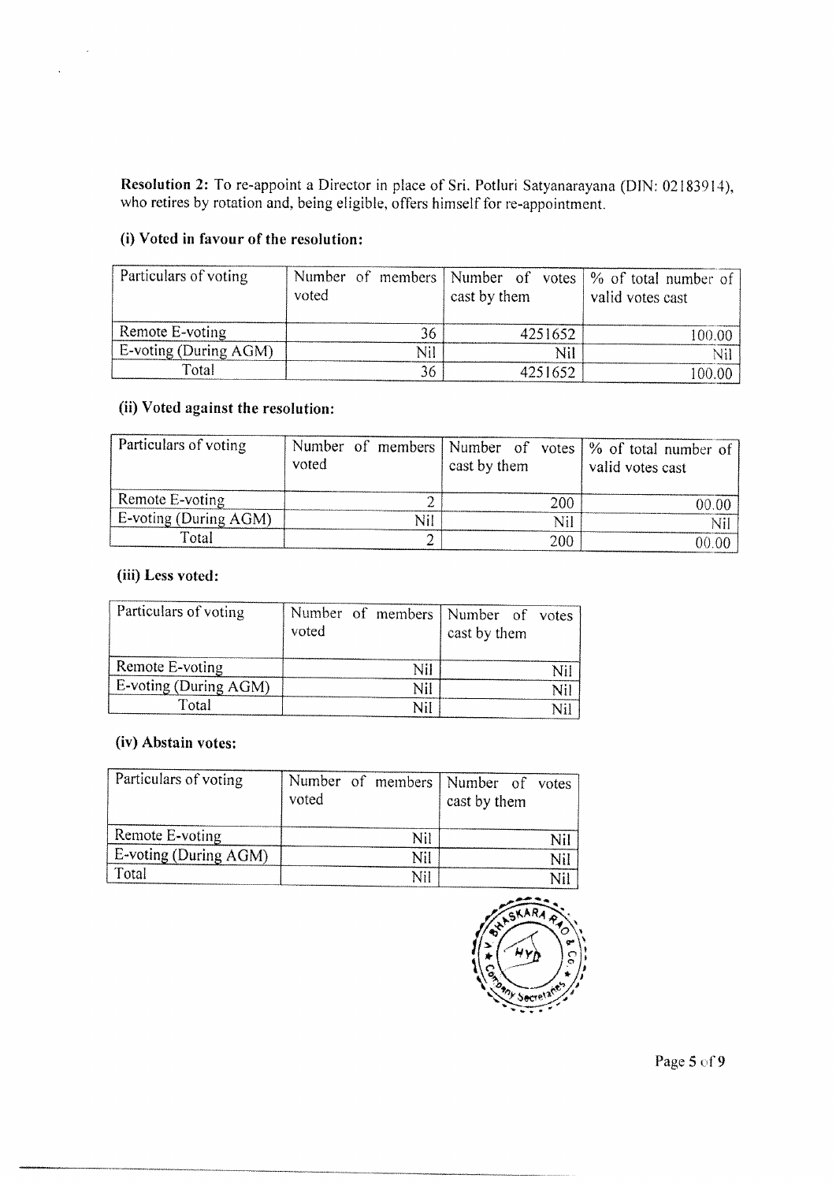**Resolution 2:** To re-appoint a Director in place of Sri. Potluri Satyanarayana (DIN: 02183914), who retires by rotation and, being eligible, offers himself for re-appointment.

**(i) Voted in favour of the resolution:**

| Particulars of voting | Number of members voted | Number of votes cast by them | % of total number of valid votes cast |
|---|---|---|---|
| Remote E-voting | 36 | 4251652 | 100.00 |
| E-voting (During AGM) | Nil | Nil | Nil |
| Total | 36 | 4251652 | 100.00 |

**(ii) Voted against the resolution:**

| Particulars of voting | Number of members voted | Number of votes cast by them | % of total number of valid votes cast |
|---|---|---|---|
| Remote E-voting | 2 | 200 | 00.00 |
| E-voting (During AGM) | Nil | Nil | Nil |
| Total | 2 | 200 | 00.00 |

**(iii) Less voted:**

| Particulars of voting | Number of members voted | Number of votes cast by them |
|---|---|---|
| Remote E-voting | Nil | Nil |
| E-voting (During AGM) | Nil | Nil |
| Total | Nil | Nil |

**(iv) Abstain votes:**

| Particulars of voting | Number of members voted | Number of votes cast by them |
|---|---|---|
| Remote E-voting | Nil | Nil |
| E-voting (During AGM) | Nil | Nil |
| Total | Nil | Nil |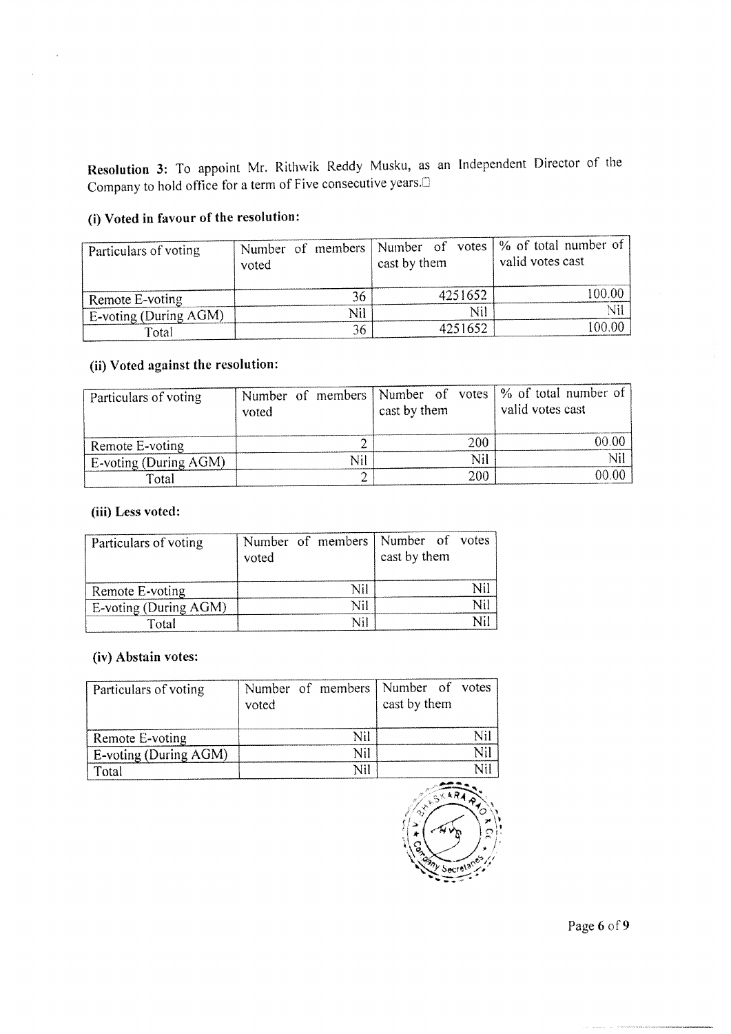**Resolution 3:** To appoint Mr. Rithwik Reddy Musku, as an Independent Director of the Company to hold office for a term of Five consecutive years.

### (i) Voted in favour of the resolution:

| Particulars of voting | Number of members voted | Number of votes cast by them | % of total number of valid votes cast |
|---|---|---|---|
| Remote E-voting | 36 | 4251652 | 100.00 |
| E-voting (During AGM) | Nil | Nil | Nil |
| Total | 36 | 4251652 | 100.00 |

### (ii) Voted against the resolution:

| Particulars of voting | Number of members voted | Number of votes cast by them | % of total number of valid votes cast |
|---|---|---|---|
| Remote E-voting | 2 | 200 | 00.00 |
| E-voting (During AGM) | Nil | Nil | Nil |
| Total | 2 | 200 | 00.00 |

### (iii) Less voted:

| Particulars of voting | Number of members voted | Number of votes cast by them |
|---|---|---|
| Remote E-voting | Nil | Nil |
| E-voting (During AGM) | Nil | Nil |
| Total | Nil | Nil |

### (iv) Abstain votes:

| Particulars of voting | Number of members voted | Number of votes cast by them |
|---|---|---|
| Remote E-voting | Nil | Nil |
| E-voting (During AGM) | Nil | Nil |
| Total | Nil | Nil |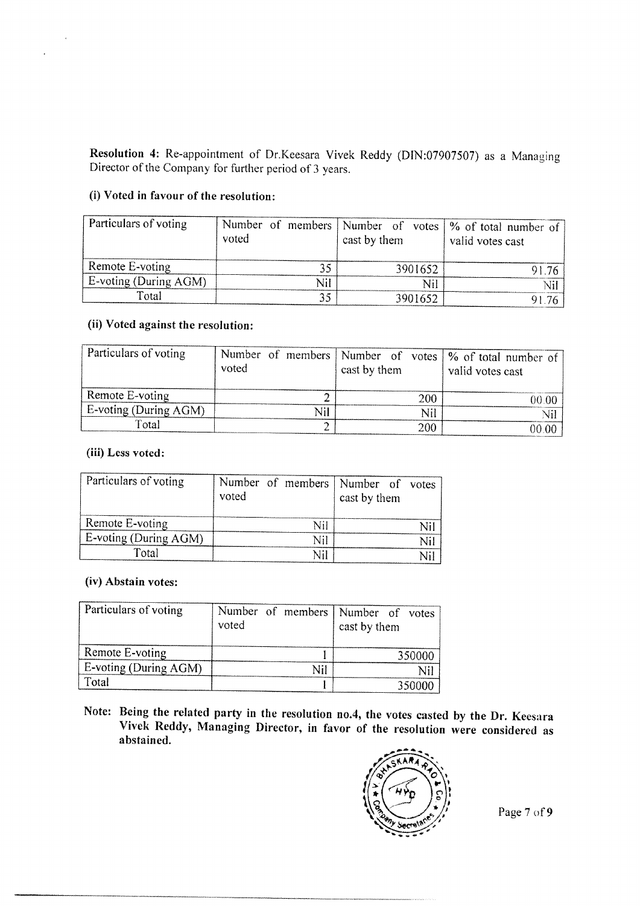**Resolution 4:** Re-appointment of Dr.Keesara Vivek Reddy (DIN:07907507) as a Managing Director of the Company for further period of 3 years.

**(i) Voted in favour of the resolution:**

| Particulars of voting | Number of members voted | Number of votes cast by them | % of total number of valid votes cast |
|---|---|---|---|
| Remote E-voting | 35 | 3901652 | 91.76 |
| E-voting (During AGM) | Nil | Nil | Nil |
| Total | 35 | 3901652 | 91.76 |

**(ii) Voted against the resolution:**

| Particulars of voting | Number of members voted | Number of votes cast by them | % of total number of valid votes cast |
|---|---|---|---|
| Remote E-voting | 2 | 200 | 00.00 |
| E-voting (During AGM) | Nil | Nil | Nil |
| Total | 2 | 200 | 00.00 |

**(iii) Less voted:**

| Particulars of voting | Number of members voted | Number of votes cast by them |
|---|---|---|
| Remote E-voting | Nil | Nil |
| E-voting (During AGM) | Nil | Nil |
| Total | Nil | Nil |

**(iv) Abstain votes:**

| Particulars of voting | Number of members voted | Number of votes cast by them |
|---|---|---|
| Remote E-voting | 1 | 350000 |
| E-voting (During AGM) | Nil | Nil |
| Total | 1 | 350000 |

**Note: Being the related party in the resolution no.4, the votes casted by the Dr. Keesara Vivek Reddy, Managing Director, in favor of the resolution were considered as abstained.**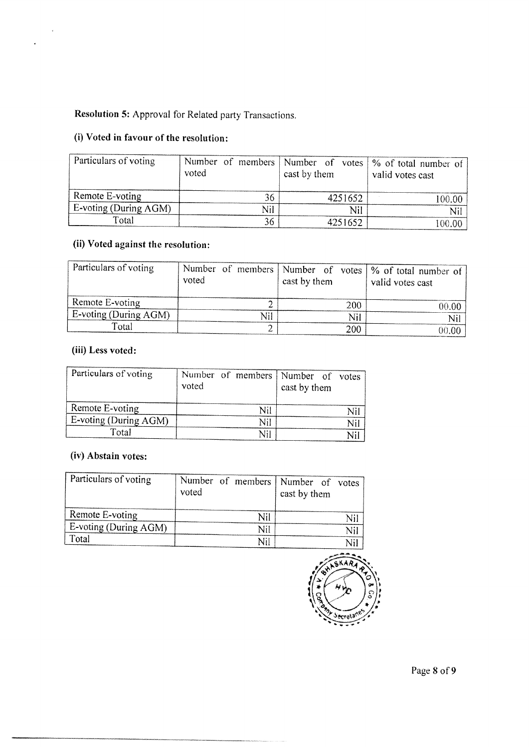**Resolution 5:** Approval for Related party Transactions.

**(i) Voted in favour of the resolution:**

| Particulars of voting | Number of members voted | Number of votes cast by them | % of total number of valid votes cast |
|---|---|---|---|
| Remote E-voting | 36 | 4251652 | 100.00 |
| E-voting (During AGM) | Nil | Nil | Nil |
| Total | 36 | 4251652 | 100.00 |

**(ii) Voted against the resolution:**

| Particulars of voting | Number of members voted | Number of votes cast by them | % of total number of valid votes cast |
|---|---|---|---|
| Remote E-voting | 2 | 200 | 00.00 |
| E-voting (During AGM) | Nil | Nil | Nil |
| Total | 2 | 200 | 00.00 |

**(iii) Less voted:**

| Particulars of voting | Number of members voted | Number of votes cast by them |
|---|---|---|
| Remote E-voting | Nil | Nil |
| E-voting (During AGM) | Nil | Nil |
| Total | Nil | Nil |

**(iv) Abstain votes:**

| Particulars of voting | Number of members voted | Number of votes cast by them |
|---|---|---|
| Remote E-voting | Nil | Nil |
| E-voting (During AGM) | Nil | Nil |
| Total | Nil | Nil |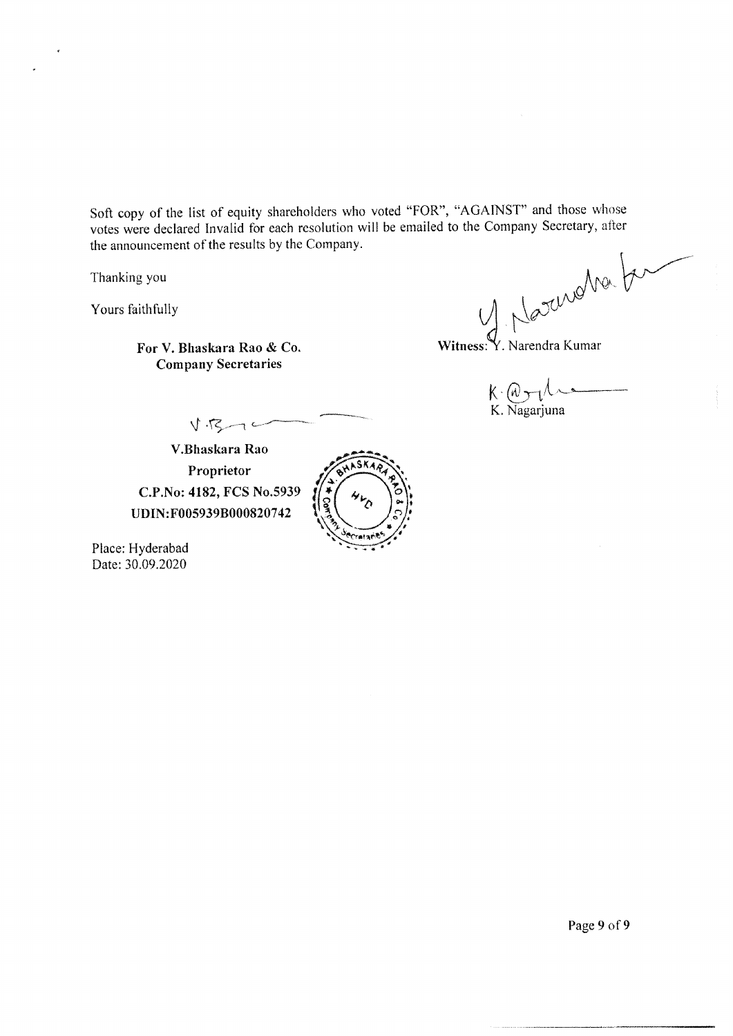Soft copy of the list of equity shareholders who voted "FOR", "AGAINST" and those whose votes were declared Invalid for each resolution will be emailed to the Company Secretary, after the announcement of the results by the Company.

Thanking you

Yours faithfully

**For V. Bhaskara Rao & Co.**
**Company Secretaries**

**V.Bhaskara Rao**
**Proprietor**
**C.P.No: 4182, FCS No.5939**
**UDIN:F005939B000820742**

Place: Hyderabad
Date: 30.09.2020

**Witness:** Y. Narendra Kumar

K. Nagarjuna